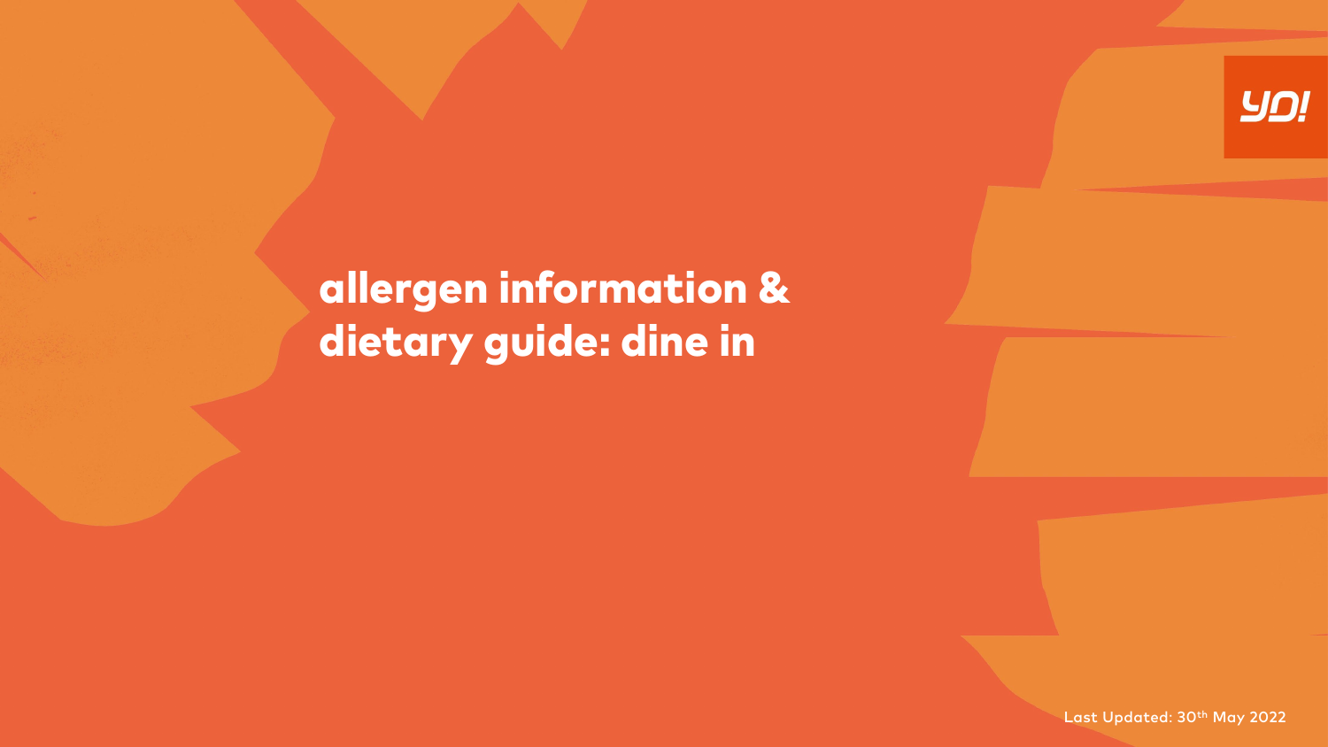YO!

# allergen information & dietary guide: dine in

Last Updated: 30th May 2022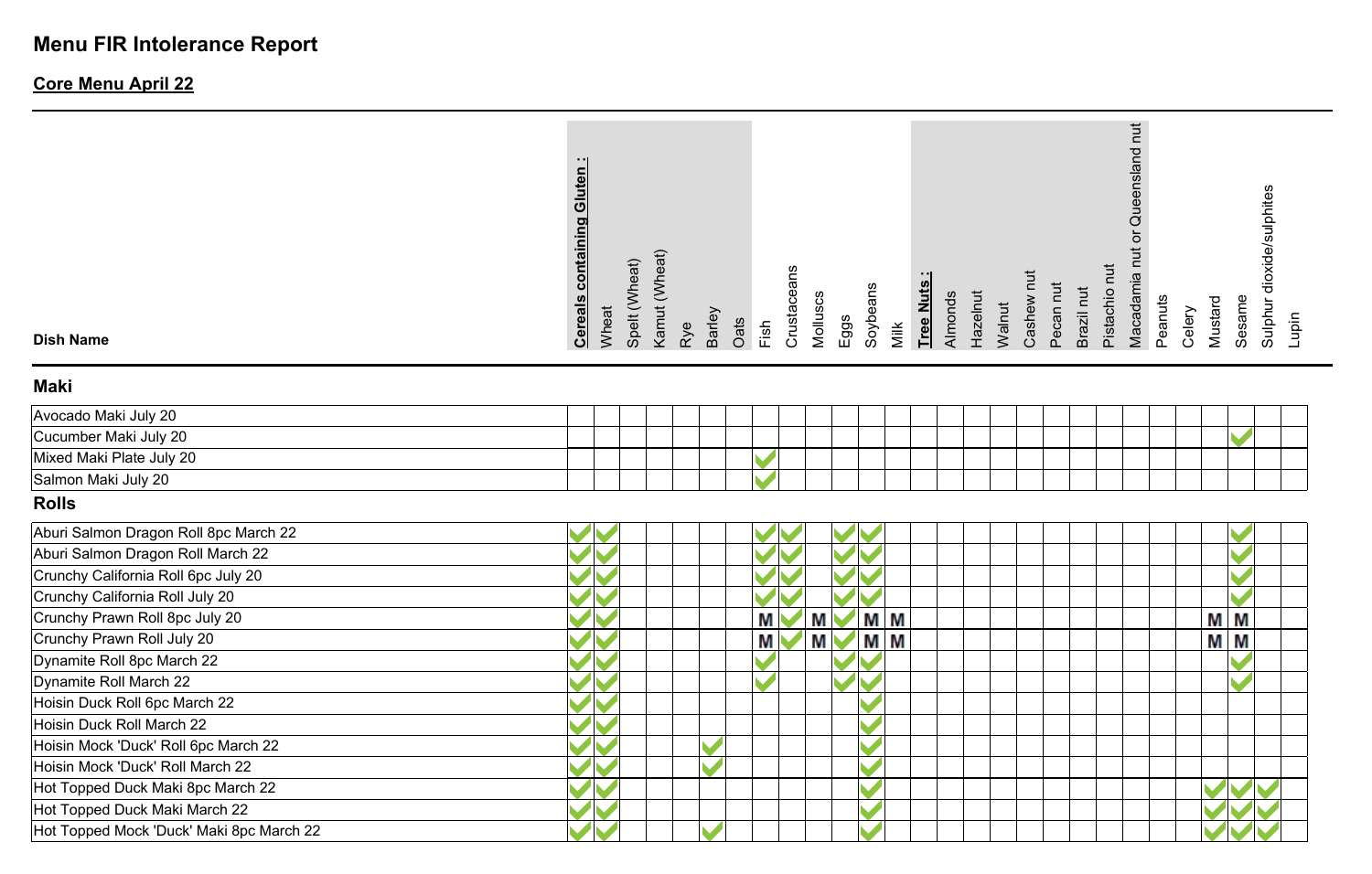# Menu FIR Intolerance Report

## Core Menu April 22

### Maki

| Dish Name | Cereals containing Gluten : | Wheat | Spelt (Wheat) | Kamut (Wheat) | Rye | Barley | Oats | Fish | Crustaceans | Molluscs | Eggs | Soybeans | Milk | Tree Nuts : | Almonds | Hazelnut | Walnut | Cashew nut | Pecan nut | Brazil nut | Pistachio nut | Macadamia nut or Queensland nut | Peanuts | Celery | Mustard | Sesame | Sulphur dioxide/sulphites | Lupin |
|---|---|---|---|---|---|---|---|---|---|---|---|---|---|---|---|---|---|---|---|---|---|---|---|---|---|---|---|---|
| Avocado Maki July 20 | | | | | | | | | | | | | | | | | | | | | | | | | | | | |
| Cucumber Maki July 20 | | | | | | | | | | | | | | | | | | | | | | | | | | ✓ | | |
| Mixed Maki Plate July 20 | | | | | | | | ✓ | | | | | | | | | | | | | | | | | | | | |
| Salmon Maki July 20 | | | | | | | | ✓ | | | | | | | | | | | | | | | | | | | | |

### Rolls

| Dish Name | Cereals containing Gluten : | Wheat | Spelt (Wheat) | Kamut (Wheat) | Rye | Barley | Oats | Fish | Crustaceans | Molluscs | Eggs | Soybeans | Milk | Tree Nuts : | Almonds | Hazelnut | Walnut | Cashew nut | Pecan nut | Brazil nut | Pistachio nut | Macadamia nut or Queensland nut | Peanuts | Celery | Mustard | Sesame | Sulphur dioxide/sulphites | Lupin |
|---|---|---|---|---|---|---|---|---|---|---|---|---|---|---|---|---|---|---|---|---|---|---|---|---|---|---|---|---|
| Aburi Salmon Dragon Roll 8pc March 22 | ✓ | ✓ | | | | | | ✓ | ✓ | | ✓ | ✓ | | | | | | | | | | | | | | ✓ | | |
| Aburi Salmon Dragon Roll March 22 | ✓ | ✓ | | | | | | ✓ | ✓ | | ✓ | ✓ | | | | | | | | | | | | | | ✓ | | |
| Crunchy California Roll 6pc July 20 | ✓ | ✓ | | | | | | ✓ | ✓ | | ✓ | ✓ | | | | | | | | | | | | | | ✓ | | |
| Crunchy California Roll July 20 | ✓ | ✓ | | | | | | ✓ | ✓ | | ✓ | ✓ | | | | | | | | | | | | | | ✓ | | |
| Crunchy Prawn Roll 8pc July 20 | ✓ | ✓ | | | | | | M | ✓ | M | ✓ | M | M | | | | | | | | | | | | M | M | | |
| Crunchy Prawn Roll July 20 | ✓ | ✓ | | | | | | M | ✓ | M | ✓ | M | M | | | | | | | | | | | | M | M | | |
| Dynamite Roll 8pc March 22 | ✓ | ✓ | | | | | | ✓ | | | ✓ | ✓ | | | | | | | | | | | | | | ✓ | | |
| Dynamite Roll March 22 | ✓ | ✓ | | | | | | ✓ | | | ✓ | ✓ | | | | | | | | | | | | | | ✓ | | |
| Hoisin Duck Roll 6pc March 22 | ✓ | ✓ | | | | | | | | | | ✓ | | | | | | | | | | | | | | | | |
| Hoisin Duck Roll March 22 | ✓ | ✓ | | | | | | | | | | ✓ | | | | | | | | | | | | | | | | |
| Hoisin Mock 'Duck' Roll 6pc March 22 | ✓ | ✓ | | | | ✓ | | | | | | ✓ | | | | | | | | | | | | | | | | |
| Hoisin Mock 'Duck' Roll March 22 | ✓ | ✓ | | | | ✓ | | | | | | ✓ | | | | | | | | | | | | | | | | |
| Hot Topped Duck Maki 8pc March 22 | ✓ | ✓ | | | | | | | | | | ✓ | | | | | | | | | | | | | ✓ | ✓ | ✓ | |
| Hot Topped Duck Maki March 22 | ✓ | ✓ | | | | | | | | | | ✓ | | | | | | | | | | | | | ✓ | ✓ | ✓ | |
| Hot Topped Mock 'Duck' Maki 8pc March 22 | ✓ | ✓ | | | | ✓ | | | | | | ✓ | | | | | | | | | | | | | ✓ | ✓ | ✓ | |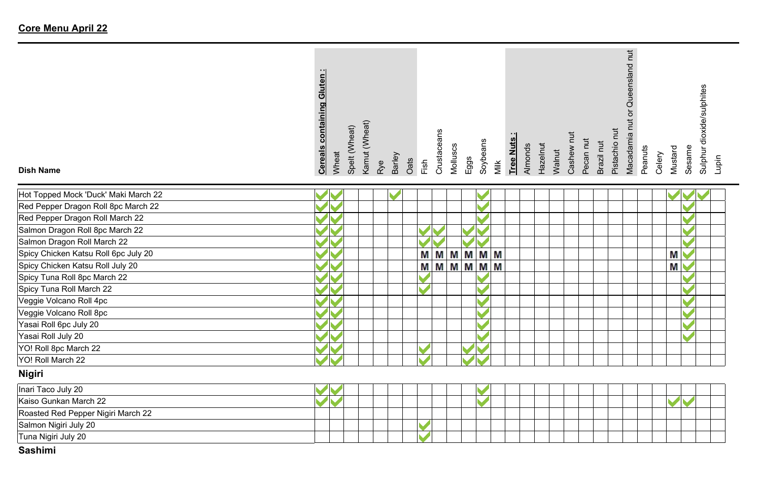# Core Menu April 22

| Dish Name | Cereals containing Gluten : | Wheat | Spelt (Wheat) | Kamut (Wheat) | Rye | Barley | Oats | Fish | Crustaceans | Molluscs | Eggs | Soybeans | Milk | Tree Nuts : | Almonds | Hazelnut | Walnut | Cashew nut | Pecan nut | Brazil nut | Pistachio nut | Macadamia nut or Queensland nut | Peanuts | Celery | Mustard | Sesame | Sulphur dioxide/sulphites | Lupin |
|---|---|---|---|---|---|---|---|---|---|---|---|---|---|---|---|---|---|---|---|---|---|---|---|---|---|---|---|---|
| Hot Topped Mock 'Duck' Maki March 22 | ✓ | ✓ | | | | ✓ | | | | | | ✓ | | | | | | | | | | | | | ✓ | ✓ | ✓ | |
| Red Pepper Dragon Roll 8pc March 22 | ✓ | ✓ | | | | | | | | | | ✓ | | | | | | | | | | | | | | ✓ | | |
| Red Pepper Dragon Roll March 22 | ✓ | ✓ | | | | | | | | | | ✓ | | | | | | | | | | | | | | ✓ | | |
| Salmon Dragon Roll 8pc March 22 | ✓ | ✓ | | | | | | ✓ | ✓ | | ✓ | ✓ | | | | | | | | | | | | | | ✓ | | |
| Salmon Dragon Roll March 22 | ✓ | ✓ | | | | | | ✓ | ✓ | | ✓ | ✓ | | | | | | | | | | | | | | ✓ | | |
| Spicy Chicken Katsu Roll 6pc July 20 | ✓ | ✓ | | | | | | M | M | M | M | M | M | | | | | | | | | | | | M | ✓ | | |
| Spicy Chicken Katsu Roll July 20 | ✓ | ✓ | | | | | | M | M | M | M | M | M | | | | | | | | | | | | M | ✓ | | |
| Spicy Tuna Roll 8pc March 22 | ✓ | ✓ | | | | | | ✓ | | | | ✓ | | | | | | | | | | | | | | ✓ | | |
| Spicy Tuna Roll March 22 | ✓ | ✓ | | | | | | ✓ | | | | ✓ | | | | | | | | | | | | | | ✓ | | |
| Veggie Volcano Roll 4pc | ✓ | ✓ | | | | | | | | | | ✓ | | | | | | | | | | | | | | ✓ | | |
| Veggie Volcano Roll 8pc | ✓ | ✓ | | | | | | | | | | ✓ | | | | | | | | | | | | | | ✓ | | |
| Yasai Roll 6pc July 20 | ✓ | ✓ | | | | | | | | | | ✓ | | | | | | | | | | | | | | ✓ | | |
| Yasai Roll July 20 | ✓ | ✓ | | | | | | | | | | ✓ | | | | | | | | | | | | | | ✓ | | |
| YO! Roll 8pc March 22 | ✓ | ✓ | | | | | | ✓ | | | ✓ | ✓ | | | | | | | | | | | | | | | | |
| YO! Roll March 22 | ✓ | ✓ | | | | | | ✓ | | | ✓ | ✓ | | | | | | | | | | | | | | | | |
| **Nigiri** | | | | | | | | | | | | | | | | | | | | | | | | | | | | |
| Inari Taco July 20 | ✓ | ✓ | | | | | | | | | | ✓ | | | | | | | | | | | | | | | | |
| Kaiso Gunkan March 22 | ✓ | ✓ | | | | | | | | | | ✓ | | | | | | | | | | | | | ✓ | ✓ | | |
| Roasted Red Pepper Nigiri March 22 | | | | | | | | | | | | | | | | | | | | | | | | | | | | |
| Salmon Nigiri July 20 | | | | | | | | ✓ | | | | | | | | | | | | | | | | | | | | |
| Tuna Nigiri July 20 | | | | | | | | ✓ | | | | | | | | | | | | | | | | | | | | |

## Sashimi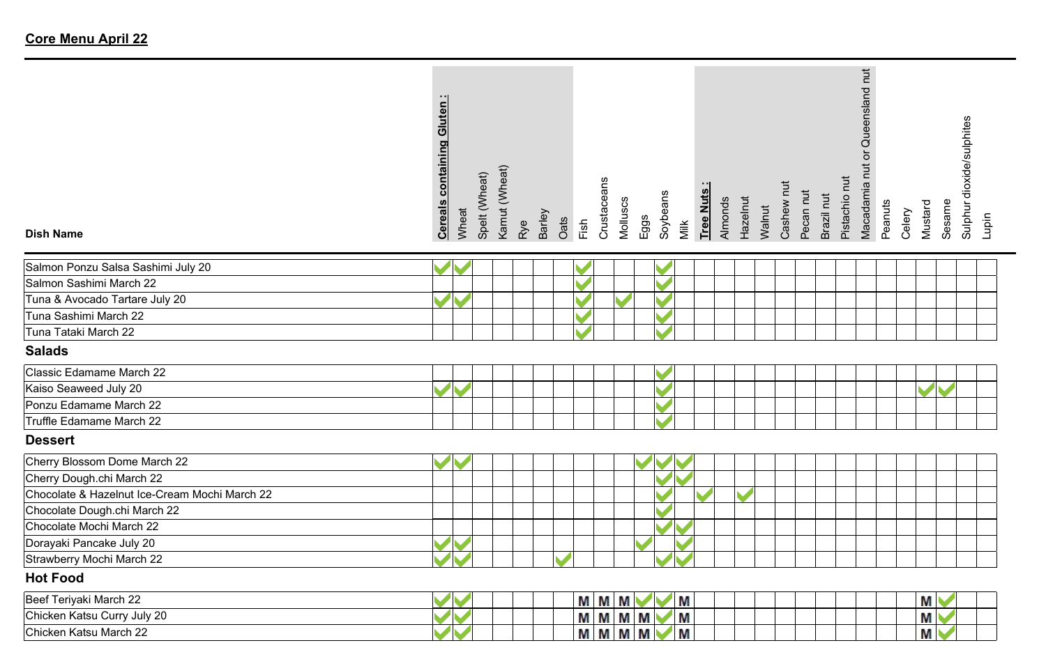## Core Menu April 22

| Dish Name | Cereals containing Gluten : | Wheat | Spelt (Wheat) | Kamut (Wheat) | Rye | Barley | Oats | Fish | Crustaceans | Molluscs | Eggs | Soybeans | Milk | Tree Nuts : | Almonds | Hazelnut | Walnut | Cashew nut | Pecan nut | Brazil nut | Pistachio nut | Macadamia nut or Queensland nut | Peanuts | Celery | Mustard | Sesame | Sulphur dioxide/sulphites | Lupin |
|---|---|---|---|---|---|---|---|---|---|---|---|---|---|---|---|---|---|---|---|---|---|---|---|---|---|---|---|---|
| Salmon Ponzu Salsa Sashimi July 20 | ✓ | ✓ | | | | | | ✓ | | | | ✓ | | | | | | | | | | | | | | | | |
| Salmon Sashimi March 22 | | | | | | | | ✓ | | | | ✓ | | | | | | | | | | | | | | | | |
| Tuna & Avocado Tartare July 20 | ✓ | ✓ | | | | | | ✓ | | ✓ | | ✓ | | | | | | | | | | | | | | | | |
| Tuna Sashimi March 22 | | | | | | | | ✓ | | | | ✓ | | | | | | | | | | | | | | | | |
| Tuna Tataki March 22 | | | | | | | | ✓ | | | | ✓ | | | | | | | | | | | | | | | | |
| **Salads** | | | | | | | | | | | | | | | | | | | | | | | | | | | | |
| Classic Edamame March 22 | | | | | | | | | | | | ✓ | | | | | | | | | | | | | | | | |
| Kaiso Seaweed July 20 | ✓ | ✓ | | | | | | | | | | ✓ | | | | | | | | | | | | | ✓ | ✓ | | |
| Ponzu Edamame March 22 | | | | | | | | | | | | ✓ | | | | | | | | | | | | | | | | |
| Truffle Edamame March 22 | | | | | | | | | | | | ✓ | | | | | | | | | | | | | | | | |
| **Dessert** | | | | | | | | | | | | | | | | | | | | | | | | | | | | |
| Cherry Blossom Dome March 22 | ✓ | ✓ | | | | | | | | | ✓ | ✓ | ✓ | | | | | | | | | | | | | | | |
| Cherry Dough.chi March 22 | | | | | | | | | | | | ✓ | ✓ | | | | | | | | | | | | | | | |
| Chocolate & Hazelnut Ice-Cream Mochi March 22 | | | | | | | | | | | | ✓ | | ✓ | | ✓ | | | | | | | | | | | | |
| Chocolate Dough.chi March 22 | | | | | | | | | | | | ✓ | | | | | | | | | | | | | | | | |
| Chocolate Mochi March 22 | | | | | | | | | | | | ✓ | ✓ | | | | | | | | | | | | | | | |
| Dorayaki Pancake July 20 | ✓ | ✓ | | | | | | | | | ✓ | | ✓ | | | | | | | | | | | | | | | |
| Strawberry Mochi March 22 | ✓ | ✓ | | | | | ✓ | | | | | ✓ | ✓ | | | | | | | | | | | | | | | |
| **Hot Food** | | | | | | | | | | | | | | | | | | | | | | | | | | | | |
| Beef Teriyaki March 22 | ✓ | ✓ | | | | | | M | M | M | ✓ | ✓ | M | | | | | | | | | | | | M | ✓ | | |
| Chicken Katsu Curry July 20 | ✓ | ✓ | | | | | | M | M | M | M | ✓ | M | | | | | | | | | | | | M | ✓ | | |
| Chicken Katsu March 22 | ✓ | ✓ | | | | | | M | M | M | M | ✓ | M | | | | | | | | | | | | M | ✓ | | |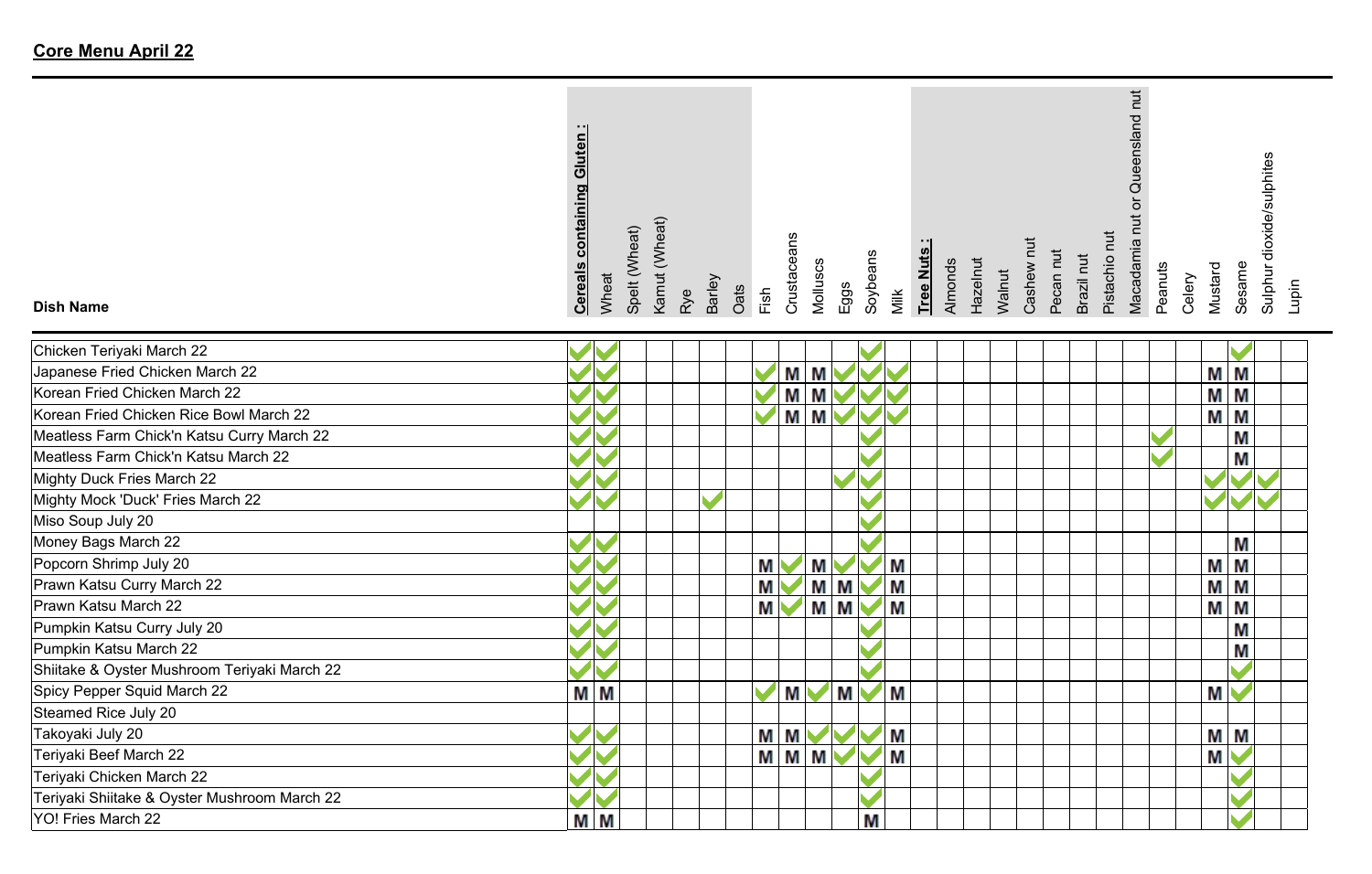## Core Menu April 22

| Dish Name | Cereals containing Gluten : | Wheat | Spelt (Wheat) | Kamut (Wheat) | Rye | Barley | Oats | Fish | Crustaceans | Molluscs | Eggs | Soybeans | Milk | Tree Nuts : | Almonds | Hazelnut | Walnut | Cashew nut | Pecan nut | Brazil nut | Pistachio nut | Macadamia nut or Queensland nut | Peanuts | Celery | Mustard | Sesame | Sulphur dioxide/sulphites | Lupin |
|---|---|---|---|---|---|---|---|---|---|---|---|---|---|---|---|---|---|---|---|---|---|---|---|---|---|---|---|---|
| Chicken Teriyaki March 22 | ✓ | ✓ | | | | | | | | | | ✓ | | | | | | | | | | | | | | ✓ | | |
| Japanese Fried Chicken March 22 | ✓ | ✓ | | | | | | ✓ | M | M | ✓ | ✓ | ✓ | | | | | | | | | | | | M | M | | |
| Korean Fried Chicken March 22 | ✓ | ✓ | | | | | | ✓ | M | M | ✓ | ✓ | ✓ | | | | | | | | | | | | M | M | | |
| Korean Fried Chicken Rice Bowl March 22 | ✓ | ✓ | | | | | | ✓ | M | M | ✓ | ✓ | ✓ | | | | | | | | | | | | M | M | | |
| Meatless Farm Chick'n Katsu Curry March 22 | ✓ | ✓ | | | | | | | | | | ✓ | | | | | | | | | | | ✓ | | | M | | |
| Meatless Farm Chick'n Katsu March 22 | ✓ | ✓ | | | | | | | | | | ✓ | | | | | | | | | | | ✓ | | | M | | |
| Mighty Duck Fries March 22 | ✓ | ✓ | | | | | | | | | ✓ | ✓ | | | | | | | | | | | | | ✓ | ✓ | ✓ | |
| Mighty Mock 'Duck' Fries March 22 | ✓ | ✓ | | | | ✓ | | | | | | ✓ | | | | | | | | | | | | | ✓ | ✓ | ✓ | |
| Miso Soup July 20 | | | | | | | | | | | | ✓ | | | | | | | | | | | | | | | | |
| Money Bags March 22 | ✓ | ✓ | | | | | | | | | | ✓ | | | | | | | | | | | | | | M | | |
| Popcorn Shrimp July 20 | ✓ | ✓ | | | | | | M | ✓ | M | ✓ | ✓ | M | | | | | | | | | | | | M | M | | |
| Prawn Katsu Curry March 22 | ✓ | ✓ | | | | | | M | ✓ | M | M | ✓ | M | | | | | | | | | | | | M | M | | |
| Prawn Katsu March 22 | ✓ | ✓ | | | | | | M | ✓ | M | M | ✓ | M | | | | | | | | | | | | M | M | | |
| Pumpkin Katsu Curry July 20 | ✓ | ✓ | | | | | | | | | | ✓ | | | | | | | | | | | | | | M | | |
| Pumpkin Katsu March 22 | ✓ | ✓ | | | | | | | | | | ✓ | | | | | | | | | | | | | | M | | |
| Shiitake & Oyster Mushroom Teriyaki March 22 | ✓ | ✓ | | | | | | | | | | ✓ | | | | | | | | | | | | | | ✓ | | |
| Spicy Pepper Squid March 22 | M | M | | | | | | ✓ | M | ✓ | M | ✓ | M | | | | | | | | | | | | M | ✓ | | |
| Steamed Rice July 20 | | | | | | | | | | | | | | | | | | | | | | | | | | | | |
| Takoyaki July 20 | ✓ | ✓ | | | | | | M | M | ✓ | ✓ | ✓ | M | | | | | | | | | | | | M | M | | |
| Teriyaki Beef March 22 | ✓ | ✓ | | | | | | M | M | M | ✓ | ✓ | M | | | | | | | | | | | | M | ✓ | | |
| Teriyaki Chicken March 22 | ✓ | ✓ | | | | | | | | | | ✓ | | | | | | | | | | | | | | ✓ | | |
| Teriyaki Shiitake & Oyster Mushroom March 22 | ✓ | ✓ | | | | | | | | | | ✓ | | | | | | | | | | | | | | ✓ | | |
| YO! Fries March 22 | M | M | | | | | | | | | | M | | | | | | | | | | | | | | ✓ | | |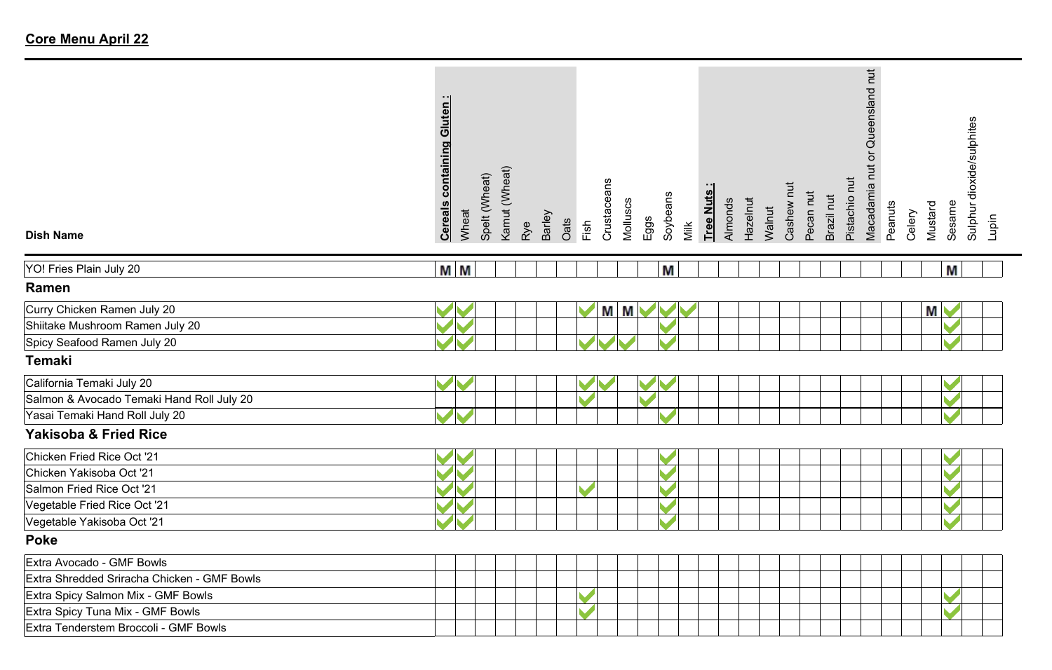## Core Menu April 22

| Dish Name | Cereals containing Gluten : | Wheat | Spelt (Wheat) | Kamut (Wheat) | Rye | Barley | Oats | Fish | Crustaceans | Molluscs | Eggs | Soybeans | Milk | Tree Nuts : | Almonds | Hazelnut | Walnut | Cashew nut | Pecan nut | Brazil nut | Pistachio nut | Macadamia nut or Queensland nut | Peanuts | Celery | Mustard | Sesame | Sulphur dioxide/sulphites | Lupin |
|---|---|---|---|---|---|---|---|---|---|---|---|---|---|---|---|---|---|---|---|---|---|---|---|---|---|---|---|---|
| YO! Fries Plain July 20 | M | M | | | | | | | | | | M | | | | | | | | | | | | | | M | | |
| **Ramen** | | | | | | | | | | | | | | | | | | | | | | | | | | | | |
| Curry Chicken Ramen July 20 | ✓ | ✓ | | | | | | ✓ | M | M | ✓ | ✓ | ✓ | | | | | | | | | | | | M | ✓ | | |
| Shiitake Mushroom Ramen July 20 | ✓ | ✓ | | | | | | | | | | ✓ | | | | | | | | | | | | | | ✓ | | |
| Spicy Seafood Ramen July 20 | ✓ | ✓ | | | | | | ✓ | ✓ | ✓ | | ✓ | | | | | | | | | | | | | | ✓ | | |
| **Temaki** | | | | | | | | | | | | | | | | | | | | | | | | | | | | |
| California Temaki July 20 | ✓ | ✓ | | | | | | ✓ | ✓ | | ✓ | ✓ | | | | | | | | | | | | | | ✓ | | |
| Salmon & Avocado Temaki Hand Roll July 20 | | | | | | | | ✓ | | | ✓ | | | | | | | | | | | | | | | ✓ | | |
| Yasai Temaki Hand Roll July 20 | ✓ | ✓ | | | | | | | | | | ✓ | | | | | | | | | | | | | | ✓ | | |
| **Yakisoba & Fried Rice** | | | | | | | | | | | | | | | | | | | | | | | | | | | | |
| Chicken Fried Rice Oct '21 | ✓ | ✓ | | | | | | | | | | ✓ | | | | | | | | | | | | | | ✓ | | |
| Chicken Yakisoba Oct '21 | ✓ | ✓ | | | | | | | | | | ✓ | | | | | | | | | | | | | | ✓ | | |
| Salmon Fried Rice Oct '21 | ✓ | ✓ | | | | | | ✓ | | | | ✓ | | | | | | | | | | | | | | ✓ | | |
| Vegetable Fried Rice Oct '21 | ✓ | ✓ | | | | | | | | | | ✓ | | | | | | | | | | | | | | ✓ | | |
| Vegetable Yakisoba Oct '21 | ✓ | ✓ | | | | | | | | | | ✓ | | | | | | | | | | | | | | ✓ | | |
| **Poke** | | | | | | | | | | | | | | | | | | | | | | | | | | | | |
| Extra Avocado - GMF Bowls | | | | | | | | | | | | | | | | | | | | | | | | | | | | |
| Extra Shredded Sriracha Chicken - GMF Bowls | | | | | | | | | | | | | | | | | | | | | | | | | | | | |
| Extra Spicy Salmon Mix - GMF Bowls | | | | | | | | ✓ | | | | | | | | | | | | | | | | | | ✓ | | |
| Extra Spicy Tuna Mix - GMF Bowls | | | | | | | | ✓ | | | | | | | | | | | | | | | | | | ✓ | | |
| Extra Tenderstem Broccoli - GMF Bowls | | | | | | | | | | | | | | | | | | | | | | | | | | | | |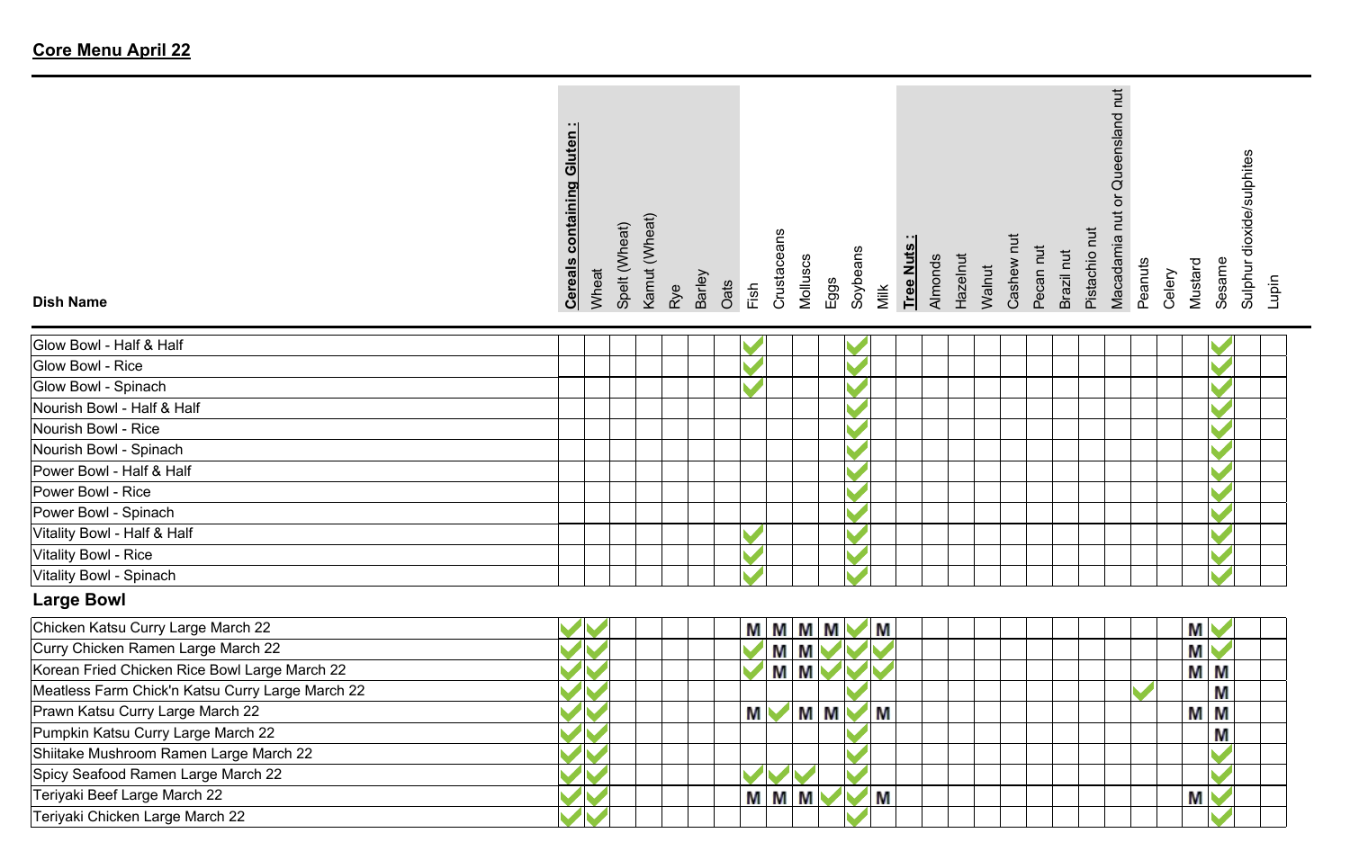## Core Menu April 22

| Dish Name | Cereals containing Gluten : | Wheat | Spelt (Wheat) | Kamut (Wheat) | Rye | Barley | Oats | Fish | Crustaceans | Molluscs | Eggs | Soybeans | Milk | Tree Nuts : | Almonds | Hazelnut | Walnut | Cashew nut | Pecan nut | Brazil nut | Pistachio nut | Macadamia nut or Queensland nut | Peanuts | Celery | Mustard | Sesame | Sulphur dioxide/sulphites | Lupin |
|---|---|---|---|---|---|---|---|---|---|---|---|---|---|---|---|---|---|---|---|---|---|---|---|---|---|---|---|---|
| Glow Bowl - Half & Half | | | | | | | | ✓ | | | | ✓ | | | | | | | | | | | | | | ✓ | | |
| Glow Bowl - Rice | | | | | | | | ✓ | | | | ✓ | | | | | | | | | | | | | | ✓ | | |
| Glow Bowl - Spinach | | | | | | | | ✓ | | | | ✓ | | | | | | | | | | | | | | ✓ | | |
| Nourish Bowl - Half & Half | | | | | | | | | | | | ✓ | | | | | | | | | | | | | | ✓ | | |
| Nourish Bowl - Rice | | | | | | | | | | | | ✓ | | | | | | | | | | | | | | ✓ | | |
| Nourish Bowl - Spinach | | | | | | | | | | | | ✓ | | | | | | | | | | | | | | ✓ | | |
| Power Bowl - Half & Half | | | | | | | | | | | | ✓ | | | | | | | | | | | | | | ✓ | | |
| Power Bowl - Rice | | | | | | | | | | | | ✓ | | | | | | | | | | | | | | ✓ | | |
| Power Bowl - Spinach | | | | | | | | | | | | ✓ | | | | | | | | | | | | | | ✓ | | |
| Vitality Bowl - Half & Half | | | | | | | | ✓ | | | | ✓ | | | | | | | | | | | | | | ✓ | | |
| Vitality Bowl - Rice | | | | | | | | ✓ | | | | ✓ | | | | | | | | | | | | | | ✓ | | |
| Vitality Bowl - Spinach | | | | | | | | ✓ | | | | ✓ | | | | | | | | | | | | | | ✓ | | |
| **Large Bowl** | | | | | | | | | | | | | | | | | | | | | | | | | | | | |
| Chicken Katsu Curry Large March 22 | ✓ | ✓ | | | | | | M | M | M | M | ✓ | M | | | | | | | | | | | | M | ✓ | | |
| Curry Chicken Ramen Large March 22 | ✓ | ✓ | | | | | | ✓ | M | M | ✓ | ✓ | ✓ | | | | | | | | | | | | M | ✓ | | |
| Korean Fried Chicken Rice Bowl Large March 22 | ✓ | ✓ | | | | | | ✓ | M | M | ✓ | ✓ | ✓ | | | | | | | | | | | | M | M | | |
| Meatless Farm Chick'n Katsu Curry Large March 22 | ✓ | ✓ | | | | | | | | | | ✓ | | | | | | | | | | | ✓ | | | M | | |
| Prawn Katsu Curry Large March 22 | ✓ | ✓ | | | | | | M | ✓ | M | M | ✓ | M | | | | | | | | | | | | M | M | | |
| Pumpkin Katsu Curry Large March 22 | ✓ | ✓ | | | | | | | | | | ✓ | | | | | | | | | | | | | | M | | |
| Shiitake Mushroom Ramen Large March 22 | ✓ | ✓ | | | | | | | | | | ✓ | | | | | | | | | | | | | | ✓ | | |
| Spicy Seafood Ramen Large March 22 | ✓ | ✓ | | | | | | ✓ | ✓ | ✓ | | ✓ | | | | | | | | | | | | | | ✓ | | |
| Teriyaki Beef Large March 22 | ✓ | ✓ | | | | | | M | M | M | ✓ | ✓ | M | | | | | | | | | | | | M | ✓ | | |
| Teriyaki Chicken Large March 22 | ✓ | ✓ | | | | | | | | | | ✓ | | | | | | | | | | | | | | ✓ | | |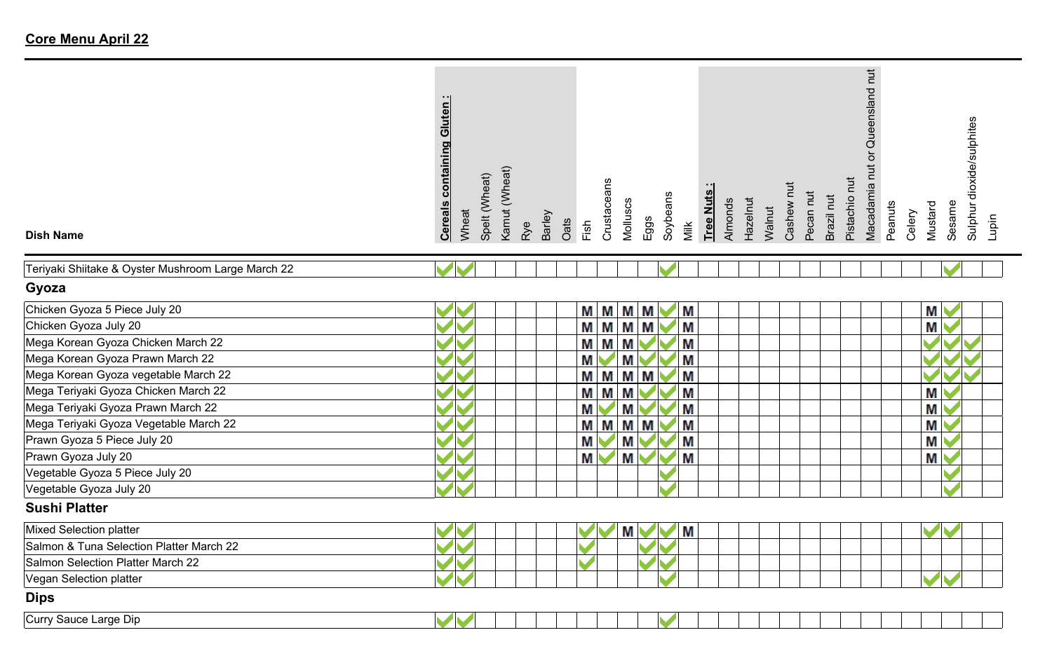## Core Menu April 22

| Dish Name | Cereals containing Gluten : | Wheat | Spelt (Wheat) | Kamut (Wheat) | Rye | Barley | Oats | Fish | Crustaceans | Molluscs | Eggs | Soybeans | Milk | Tree Nuts : | Almonds | Hazelnut | Walnut | Cashew nut | Pecan nut | Brazil nut | Pistachio nut | Macadamia nut or Queensland nut | Peanuts | Celery | Mustard | Sesame | Sulphur dioxide/sulphites | Lupin |
|---|---|---|---|---|---|---|---|---|---|---|---|---|---|---|---|---|---|---|---|---|---|---|---|---|---|---|---|---|
| Teriyaki Shiitake & Oyster Mushroom Large March 22 | ✓ | ✓ | | | | | | | | | | ✓ | | | | | | | | | | | | | | ✓ | | |
| **Gyoza** | | | | | | | | | | | | | | | | | | | | | | | | | | | | |
| Chicken Gyoza 5 Piece July 20 | ✓ | ✓ | | | | | | M | M | M | M | ✓ | M | | | | | | | | | | | | M | ✓ | | |
| Chicken Gyoza July 20 | ✓ | ✓ | | | | | | M | M | M | M | ✓ | M | | | | | | | | | | | | M | ✓ | | |
| Mega Korean Gyoza Chicken March 22 | ✓ | ✓ | | | | | | M | M | M | ✓ | ✓ | M | | | | | | | | | | | | ✓ | ✓ | ✓ | |
| Mega Korean Gyoza Prawn March 22 | ✓ | ✓ | | | | | | M | ✓ | M | ✓ | ✓ | M | | | | | | | | | | | | ✓ | ✓ | ✓ | |
| Mega Korean Gyoza vegetable March 22 | ✓ | ✓ | | | | | | M | M | M | M | ✓ | M | | | | | | | | | | | | ✓ | ✓ | ✓ | |
| Mega Teriyaki Gyoza Chicken March 22 | ✓ | ✓ | | | | | | M | M | M | ✓ | ✓ | M | | | | | | | | | | | | M | ✓ | | |
| Mega Teriyaki Gyoza Prawn March 22 | ✓ | ✓ | | | | | | M | ✓ | M | ✓ | ✓ | M | | | | | | | | | | | | M | ✓ | | |
| Mega Teriyaki Gyoza Vegetable March 22 | ✓ | ✓ | | | | | | M | M | M | M | ✓ | M | | | | | | | | | | | | M | ✓ | | |
| Prawn Gyoza 5 Piece July 20 | ✓ | ✓ | | | | | | M | ✓ | M | ✓ | ✓ | M | | | | | | | | | | | | M | ✓ | | |
| Prawn Gyoza July 20 | ✓ | ✓ | | | | | | M | ✓ | M | ✓ | ✓ | M | | | | | | | | | | | | M | ✓ | | |
| Vegetable Gyoza 5 Piece July 20 | ✓ | ✓ | | | | | | | | | | ✓ | | | | | | | | | | | | | | ✓ | | |
| Vegetable Gyoza July 20 | ✓ | ✓ | | | | | | | | | | ✓ | | | | | | | | | | | | | | ✓ | | |
| **Sushi Platter** | | | | | | | | | | | | | | | | | | | | | | | | | | | | |
| Mixed Selection platter | ✓ | ✓ | | | | | | ✓ | ✓ | M | ✓ | ✓ | M | | | | | | | | | | | | ✓ | ✓ | | |
| Salmon & Tuna Selection Platter March 22 | ✓ | ✓ | | | | | | ✓ | | | ✓ | ✓ | | | | | | | | | | | | | | | | |
| Salmon Selection Platter March 22 | ✓ | ✓ | | | | | | ✓ | | | ✓ | ✓ | | | | | | | | | | | | | | | | |
| Vegan Selection platter | ✓ | ✓ | | | | | | | | | | ✓ | | | | | | | | | | | | | ✓ | ✓ | | |
| **Dips** | | | | | | | | | | | | | | | | | | | | | | | | | | | | |
| Curry Sauce Large Dip | ✓ | ✓ | | | | | | | | | | ✓ | | | | | | | | | | | | | | | | |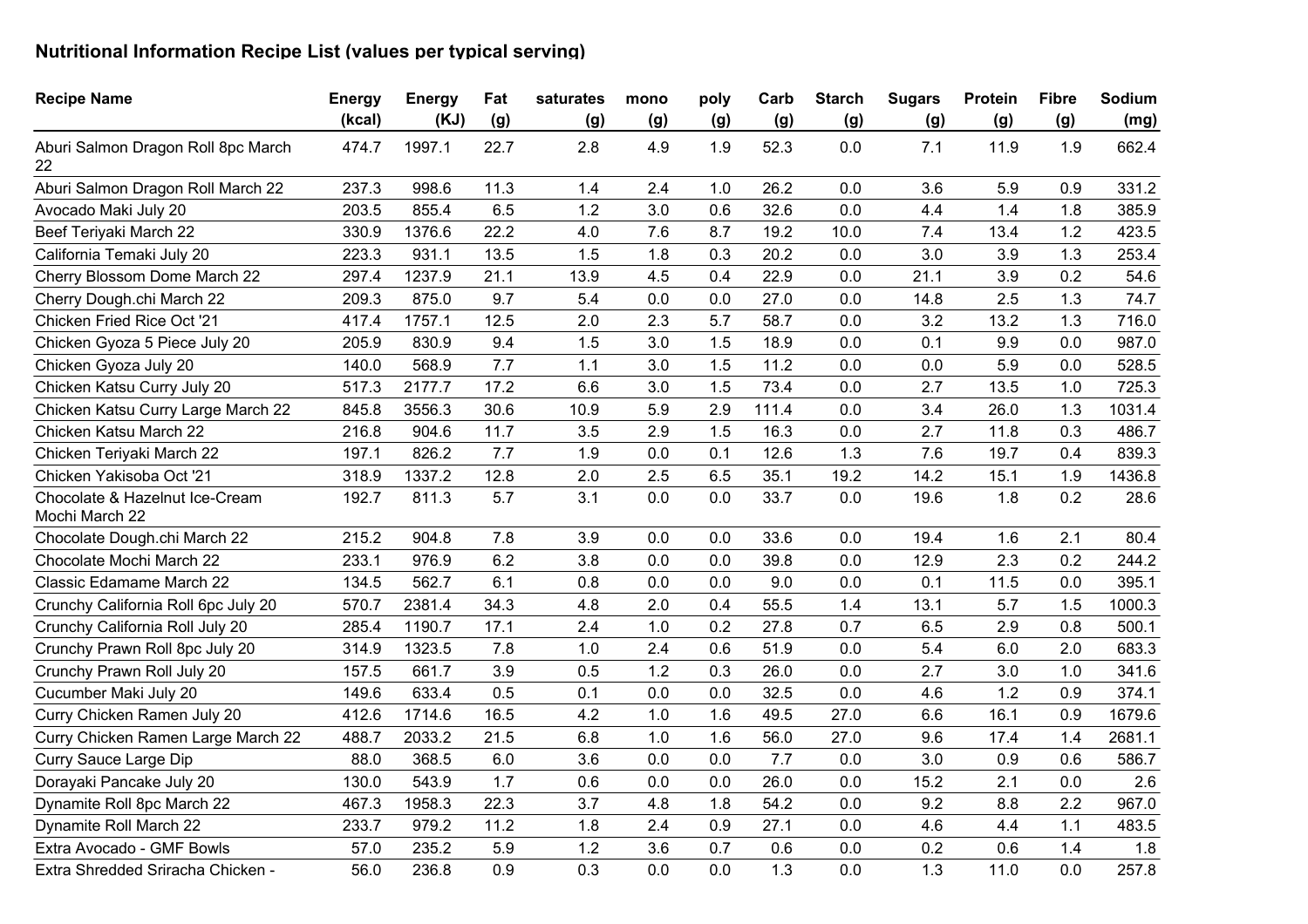## Nutritional Information Recipe List (values per typical serving)

| Recipe Name | Energy (kcal) | Energy (KJ) | Fat (g) | saturates (g) | mono (g) | poly (g) | Carb (g) | Starch (g) | Sugars (g) | Protein (g) | Fibre (g) | Sodium (mg) |
|---|---|---|---|---|---|---|---|---|---|---|---|---|
| Aburi Salmon Dragon Roll 8pc March 22 | 474.7 | 1997.1 | 22.7 | 2.8 | 4.9 | 1.9 | 52.3 | 0.0 | 7.1 | 11.9 | 1.9 | 662.4 |
| Aburi Salmon Dragon Roll March 22 | 237.3 | 998.6 | 11.3 | 1.4 | 2.4 | 1.0 | 26.2 | 0.0 | 3.6 | 5.9 | 0.9 | 331.2 |
| Avocado Maki July 20 | 203.5 | 855.4 | 6.5 | 1.2 | 3.0 | 0.6 | 32.6 | 0.0 | 4.4 | 1.4 | 1.8 | 385.9 |
| Beef Teriyaki March 22 | 330.9 | 1376.6 | 22.2 | 4.0 | 7.6 | 8.7 | 19.2 | 10.0 | 7.4 | 13.4 | 1.2 | 423.5 |
| California Temaki July 20 | 223.3 | 931.1 | 13.5 | 1.5 | 1.8 | 0.3 | 20.2 | 0.0 | 3.0 | 3.9 | 1.3 | 253.4 |
| Cherry Blossom Dome March 22 | 297.4 | 1237.9 | 21.1 | 13.9 | 4.5 | 0.4 | 22.9 | 0.0 | 21.1 | 3.9 | 0.2 | 54.6 |
| Cherry Dough.chi March 22 | 209.3 | 875.0 | 9.7 | 5.4 | 0.0 | 0.0 | 27.0 | 0.0 | 14.8 | 2.5 | 1.3 | 74.7 |
| Chicken Fried Rice Oct '21 | 417.4 | 1757.1 | 12.5 | 2.0 | 2.3 | 5.7 | 58.7 | 0.0 | 3.2 | 13.2 | 1.3 | 716.0 |
| Chicken Gyoza 5 Piece July 20 | 205.9 | 830.9 | 9.4 | 1.5 | 3.0 | 1.5 | 18.9 | 0.0 | 0.1 | 9.9 | 0.0 | 987.0 |
| Chicken Gyoza July 20 | 140.0 | 568.9 | 7.7 | 1.1 | 3.0 | 1.5 | 11.2 | 0.0 | 0.0 | 5.9 | 0.0 | 528.5 |
| Chicken Katsu Curry July 20 | 517.3 | 2177.7 | 17.2 | 6.6 | 3.0 | 1.5 | 73.4 | 0.0 | 2.7 | 13.5 | 1.0 | 725.3 |
| Chicken Katsu Curry Large March 22 | 845.8 | 3556.3 | 30.6 | 10.9 | 5.9 | 2.9 | 111.4 | 0.0 | 3.4 | 26.0 | 1.3 | 1031.4 |
| Chicken Katsu March 22 | 216.8 | 904.6 | 11.7 | 3.5 | 2.9 | 1.5 | 16.3 | 0.0 | 2.7 | 11.8 | 0.3 | 486.7 |
| Chicken Teriyaki March 22 | 197.1 | 826.2 | 7.7 | 1.9 | 0.0 | 0.1 | 12.6 | 1.3 | 7.6 | 19.7 | 0.4 | 839.3 |
| Chicken Yakisoba Oct '21 | 318.9 | 1337.2 | 12.8 | 2.0 | 2.5 | 6.5 | 35.1 | 19.2 | 14.2 | 15.1 | 1.9 | 1436.8 |
| Chocolate & Hazelnut Ice-Cream Mochi March 22 | 192.7 | 811.3 | 5.7 | 3.1 | 0.0 | 0.0 | 33.7 | 0.0 | 19.6 | 1.8 | 0.2 | 28.6 |
| Chocolate Dough.chi March 22 | 215.2 | 904.8 | 7.8 | 3.9 | 0.0 | 0.0 | 33.6 | 0.0 | 19.4 | 1.6 | 2.1 | 80.4 |
| Chocolate Mochi March 22 | 233.1 | 976.9 | 6.2 | 3.8 | 0.0 | 0.0 | 39.8 | 0.0 | 12.9 | 2.3 | 0.2 | 244.2 |
| Classic Edamame March 22 | 134.5 | 562.7 | 6.1 | 0.8 | 0.0 | 0.0 | 9.0 | 0.0 | 0.1 | 11.5 | 0.0 | 395.1 |
| Crunchy California Roll 6pc July 20 | 570.7 | 2381.4 | 34.3 | 4.8 | 2.0 | 0.4 | 55.5 | 1.4 | 13.1 | 5.7 | 1.5 | 1000.3 |
| Crunchy California Roll July 20 | 285.4 | 1190.7 | 17.1 | 2.4 | 1.0 | 0.2 | 27.8 | 0.7 | 6.5 | 2.9 | 0.8 | 500.1 |
| Crunchy Prawn Roll 8pc July 20 | 314.9 | 1323.5 | 7.8 | 1.0 | 2.4 | 0.6 | 51.9 | 0.0 | 5.4 | 6.0 | 2.0 | 683.3 |
| Crunchy Prawn Roll July 20 | 157.5 | 661.7 | 3.9 | 0.5 | 1.2 | 0.3 | 26.0 | 0.0 | 2.7 | 3.0 | 1.0 | 341.6 |
| Cucumber Maki July 20 | 149.6 | 633.4 | 0.5 | 0.1 | 0.0 | 0.0 | 32.5 | 0.0 | 4.6 | 1.2 | 0.9 | 374.1 |
| Curry Chicken Ramen July 20 | 412.6 | 1714.6 | 16.5 | 4.2 | 1.0 | 1.6 | 49.5 | 27.0 | 6.6 | 16.1 | 0.9 | 1679.6 |
| Curry Chicken Ramen Large March 22 | 488.7 | 2033.2 | 21.5 | 6.8 | 1.0 | 1.6 | 56.0 | 27.0 | 9.6 | 17.4 | 1.4 | 2681.1 |
| Curry Sauce Large Dip | 88.0 | 368.5 | 6.0 | 3.6 | 0.0 | 0.0 | 7.7 | 0.0 | 3.0 | 0.9 | 0.6 | 586.7 |
| Dorayaki Pancake July 20 | 130.0 | 543.9 | 1.7 | 0.6 | 0.0 | 0.0 | 26.0 | 0.0 | 15.2 | 2.1 | 0.0 | 2.6 |
| Dynamite Roll 8pc March 22 | 467.3 | 1958.3 | 22.3 | 3.7 | 4.8 | 1.8 | 54.2 | 0.0 | 9.2 | 8.8 | 2.2 | 967.0 |
| Dynamite Roll March 22 | 233.7 | 979.2 | 11.2 | 1.8 | 2.4 | 0.9 | 27.1 | 0.0 | 4.6 | 4.4 | 1.1 | 483.5 |
| Extra Avocado - GMF Bowls | 57.0 | 235.2 | 5.9 | 1.2 | 3.6 | 0.7 | 0.6 | 0.0 | 0.2 | 0.6 | 1.4 | 1.8 |
| Extra Shredded Sriracha Chicken - | 56.0 | 236.8 | 0.9 | 0.3 | 0.0 | 0.0 | 1.3 | 0.0 | 1.3 | 11.0 | 0.0 | 257.8 |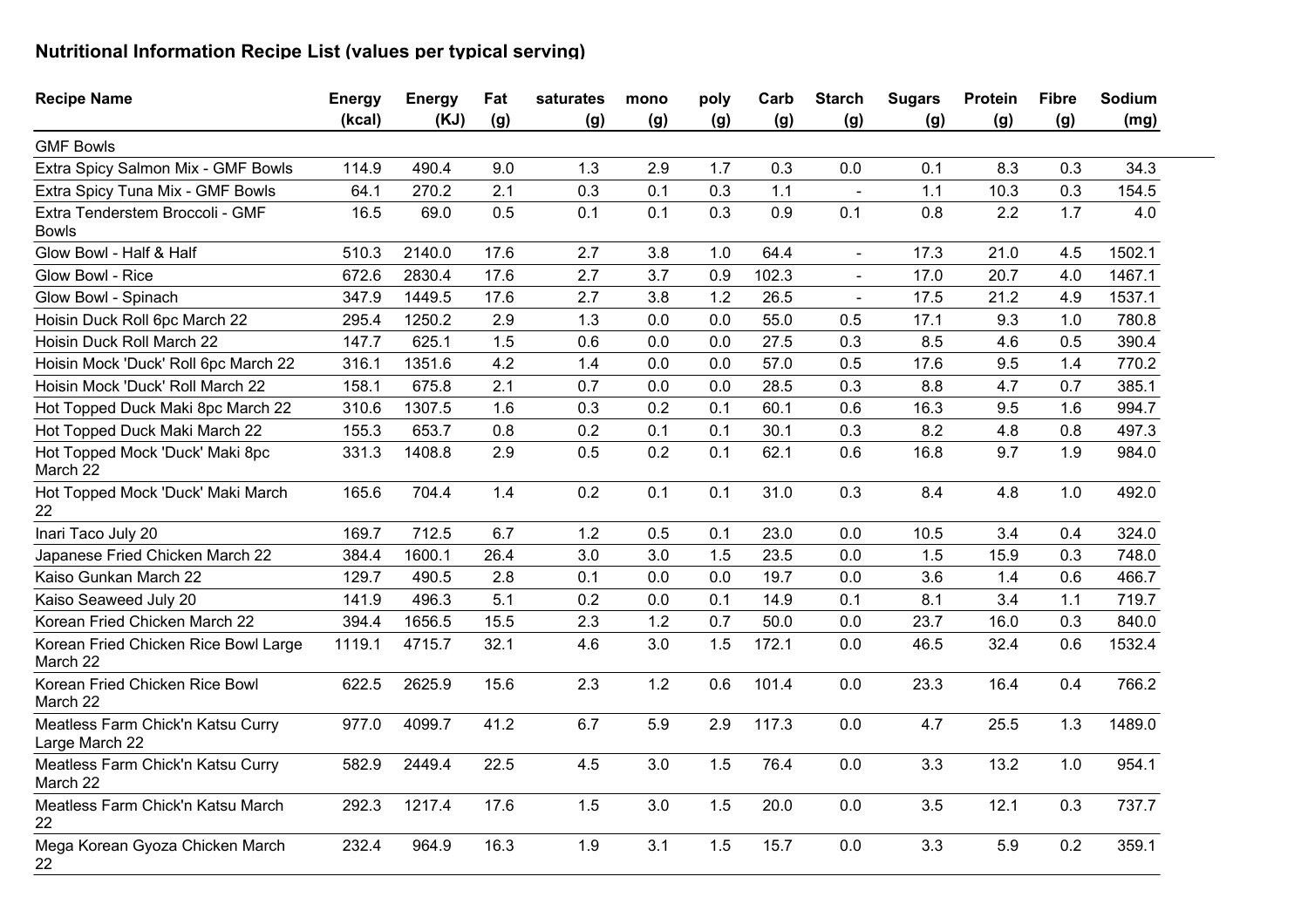## Nutritional Information Recipe List (values per typical serving)

| Recipe Name | Energy (kcal) | Energy (KJ) | Fat (g) | saturates (g) | mono (g) | poly (g) | Carb (g) | Starch (g) | Sugars (g) | Protein (g) | Fibre (g) | Sodium (mg) |
|---|---|---|---|---|---|---|---|---|---|---|---|---|
| GMF Bowls | | | | | | | | | | | | |
| Extra Spicy Salmon Mix - GMF Bowls | 114.9 | 490.4 | 9.0 | 1.3 | 2.9 | 1.7 | 0.3 | 0.0 | 0.1 | 8.3 | 0.3 | 34.3 |
| Extra Spicy Tuna Mix - GMF Bowls | 64.1 | 270.2 | 2.1 | 0.3 | 0.1 | 0.3 | 1.1 | - | 1.1 | 10.3 | 0.3 | 154.5 |
| Extra Tenderstem Broccoli - GMF Bowls | 16.5 | 69.0 | 0.5 | 0.1 | 0.1 | 0.3 | 0.9 | 0.1 | 0.8 | 2.2 | 1.7 | 4.0 |
| Glow Bowl - Half & Half | 510.3 | 2140.0 | 17.6 | 2.7 | 3.8 | 1.0 | 64.4 | - | 17.3 | 21.0 | 4.5 | 1502.1 |
| Glow Bowl - Rice | 672.6 | 2830.4 | 17.6 | 2.7 | 3.7 | 0.9 | 102.3 | - | 17.0 | 20.7 | 4.0 | 1467.1 |
| Glow Bowl - Spinach | 347.9 | 1449.5 | 17.6 | 2.7 | 3.8 | 1.2 | 26.5 | - | 17.5 | 21.2 | 4.9 | 1537.1 |
| Hoisin Duck Roll 6pc March 22 | 295.4 | 1250.2 | 2.9 | 1.3 | 0.0 | 0.0 | 55.0 | 0.5 | 17.1 | 9.3 | 1.0 | 780.8 |
| Hoisin Duck Roll March 22 | 147.7 | 625.1 | 1.5 | 0.6 | 0.0 | 0.0 | 27.5 | 0.3 | 8.5 | 4.6 | 0.5 | 390.4 |
| Hoisin Mock 'Duck' Roll 6pc March 22 | 316.1 | 1351.6 | 4.2 | 1.4 | 0.0 | 0.0 | 57.0 | 0.5 | 17.6 | 9.5 | 1.4 | 770.2 |
| Hoisin Mock 'Duck' Roll March 22 | 158.1 | 675.8 | 2.1 | 0.7 | 0.0 | 0.0 | 28.5 | 0.3 | 8.8 | 4.7 | 0.7 | 385.1 |
| Hot Topped Duck Maki 8pc March 22 | 310.6 | 1307.5 | 1.6 | 0.3 | 0.2 | 0.1 | 60.1 | 0.6 | 16.3 | 9.5 | 1.6 | 994.7 |
| Hot Topped Duck Maki March 22 | 155.3 | 653.7 | 0.8 | 0.2 | 0.1 | 0.1 | 30.1 | 0.3 | 8.2 | 4.8 | 0.8 | 497.3 |
| Hot Topped Mock 'Duck' Maki 8pc March 22 | 331.3 | 1408.8 | 2.9 | 0.5 | 0.2 | 0.1 | 62.1 | 0.6 | 16.8 | 9.7 | 1.9 | 984.0 |
| Hot Topped Mock 'Duck' Maki March 22 | 165.6 | 704.4 | 1.4 | 0.2 | 0.1 | 0.1 | 31.0 | 0.3 | 8.4 | 4.8 | 1.0 | 492.0 |
| Inari Taco July 20 | 169.7 | 712.5 | 6.7 | 1.2 | 0.5 | 0.1 | 23.0 | 0.0 | 10.5 | 3.4 | 0.4 | 324.0 |
| Japanese Fried Chicken March 22 | 384.4 | 1600.1 | 26.4 | 3.0 | 3.0 | 1.5 | 23.5 | 0.0 | 1.5 | 15.9 | 0.3 | 748.0 |
| Kaiso Gunkan March 22 | 129.7 | 490.5 | 2.8 | 0.1 | 0.0 | 0.0 | 19.7 | 0.0 | 3.6 | 1.4 | 0.6 | 466.7 |
| Kaiso Seaweed July 20 | 141.9 | 496.3 | 5.1 | 0.2 | 0.0 | 0.1 | 14.9 | 0.1 | 8.1 | 3.4 | 1.1 | 719.7 |
| Korean Fried Chicken March 22 | 394.4 | 1656.5 | 15.5 | 2.3 | 1.2 | 0.7 | 50.0 | 0.0 | 23.7 | 16.0 | 0.3 | 840.0 |
| Korean Fried Chicken Rice Bowl Large March 22 | 1119.1 | 4715.7 | 32.1 | 4.6 | 3.0 | 1.5 | 172.1 | 0.0 | 46.5 | 32.4 | 0.6 | 1532.4 |
| Korean Fried Chicken Rice Bowl March 22 | 622.5 | 2625.9 | 15.6 | 2.3 | 1.2 | 0.6 | 101.4 | 0.0 | 23.3 | 16.4 | 0.4 | 766.2 |
| Meatless Farm Chick'n Katsu Curry Large March 22 | 977.0 | 4099.7 | 41.2 | 6.7 | 5.9 | 2.9 | 117.3 | 0.0 | 4.7 | 25.5 | 1.3 | 1489.0 |
| Meatless Farm Chick'n Katsu Curry March 22 | 582.9 | 2449.4 | 22.5 | 4.5 | 3.0 | 1.5 | 76.4 | 0.0 | 3.3 | 13.2 | 1.0 | 954.1 |
| Meatless Farm Chick'n Katsu March 22 | 292.3 | 1217.4 | 17.6 | 1.5 | 3.0 | 1.5 | 20.0 | 0.0 | 3.5 | 12.1 | 0.3 | 737.7 |
| Mega Korean Gyoza Chicken March 22 | 232.4 | 964.9 | 16.3 | 1.9 | 3.1 | 1.5 | 15.7 | 0.0 | 3.3 | 5.9 | 0.2 | 359.1 |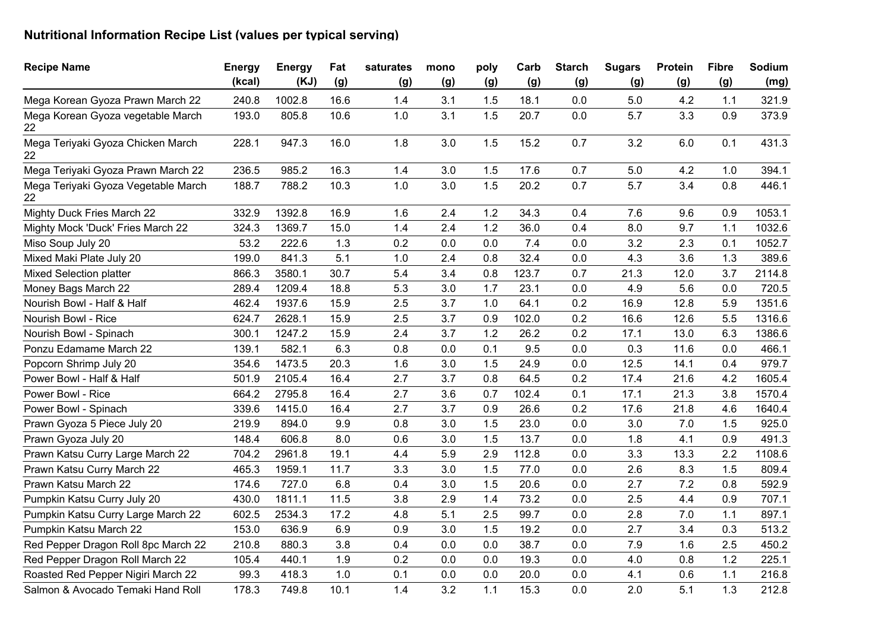## Nutritional Information Recipe List (values per typical serving)

| Recipe Name | Energy (kcal) | Energy (KJ) | Fat (g) | saturates (g) | mono (g) | poly (g) | Carb (g) | Starch (g) | Sugars (g) | Protein (g) | Fibre (g) | Sodium (mg) |
|---|---|---|---|---|---|---|---|---|---|---|---|---|
| Mega Korean Gyoza Prawn March 22 | 240.8 | 1002.8 | 16.6 | 1.4 | 3.1 | 1.5 | 18.1 | 0.0 | 5.0 | 4.2 | 1.1 | 321.9 |
| Mega Korean Gyoza vegetable March 22 | 193.0 | 805.8 | 10.6 | 1.0 | 3.1 | 1.5 | 20.7 | 0.0 | 5.7 | 3.3 | 0.9 | 373.9 |
| Mega Teriyaki Gyoza Chicken March 22 | 228.1 | 947.3 | 16.0 | 1.8 | 3.0 | 1.5 | 15.2 | 0.7 | 3.2 | 6.0 | 0.1 | 431.3 |
| Mega Teriyaki Gyoza Prawn March 22 | 236.5 | 985.2 | 16.3 | 1.4 | 3.0 | 1.5 | 17.6 | 0.7 | 5.0 | 4.2 | 1.0 | 394.1 |
| Mega Teriyaki Gyoza Vegetable March 22 | 188.7 | 788.2 | 10.3 | 1.0 | 3.0 | 1.5 | 20.2 | 0.7 | 5.7 | 3.4 | 0.8 | 446.1 |
| Mighty Duck Fries March 22 | 332.9 | 1392.8 | 16.9 | 1.6 | 2.4 | 1.2 | 34.3 | 0.4 | 7.6 | 9.6 | 0.9 | 1053.1 |
| Mighty Mock 'Duck' Fries March 22 | 324.3 | 1369.7 | 15.0 | 1.4 | 2.4 | 1.2 | 36.0 | 0.4 | 8.0 | 9.7 | 1.1 | 1032.6 |
| Miso Soup July 20 | 53.2 | 222.6 | 1.3 | 0.2 | 0.0 | 0.0 | 7.4 | 0.0 | 3.2 | 2.3 | 0.1 | 1052.7 |
| Mixed Maki Plate July 20 | 199.0 | 841.3 | 5.1 | 1.0 | 2.4 | 0.8 | 32.4 | 0.0 | 4.3 | 3.6 | 1.3 | 389.6 |
| Mixed Selection platter | 866.3 | 3580.1 | 30.7 | 5.4 | 3.4 | 0.8 | 123.7 | 0.7 | 21.3 | 12.0 | 3.7 | 2114.8 |
| Money Bags March 22 | 289.4 | 1209.4 | 18.8 | 5.3 | 3.0 | 1.7 | 23.1 | 0.0 | 4.9 | 5.6 | 0.0 | 720.5 |
| Nourish Bowl - Half & Half | 462.4 | 1937.6 | 15.9 | 2.5 | 3.7 | 1.0 | 64.1 | 0.2 | 16.9 | 12.8 | 5.9 | 1351.6 |
| Nourish Bowl - Rice | 624.7 | 2628.1 | 15.9 | 2.5 | 3.7 | 0.9 | 102.0 | 0.2 | 16.6 | 12.6 | 5.5 | 1316.6 |
| Nourish Bowl - Spinach | 300.1 | 1247.2 | 15.9 | 2.4 | 3.7 | 1.2 | 26.2 | 0.2 | 17.1 | 13.0 | 6.3 | 1386.6 |
| Ponzu Edamame March 22 | 139.1 | 582.1 | 6.3 | 0.8 | 0.0 | 0.1 | 9.5 | 0.0 | 0.3 | 11.6 | 0.0 | 466.1 |
| Popcorn Shrimp July 20 | 354.6 | 1473.5 | 20.3 | 1.6 | 3.0 | 1.5 | 24.9 | 0.0 | 12.5 | 14.1 | 0.4 | 979.7 |
| Power Bowl - Half & Half | 501.9 | 2105.4 | 16.4 | 2.7 | 3.7 | 0.8 | 64.5 | 0.2 | 17.4 | 21.6 | 4.2 | 1605.4 |
| Power Bowl - Rice | 664.2 | 2795.8 | 16.4 | 2.7 | 3.6 | 0.7 | 102.4 | 0.1 | 17.1 | 21.3 | 3.8 | 1570.4 |
| Power Bowl - Spinach | 339.6 | 1415.0 | 16.4 | 2.7 | 3.7 | 0.9 | 26.6 | 0.2 | 17.6 | 21.8 | 4.6 | 1640.4 |
| Prawn Gyoza 5 Piece July 20 | 219.9 | 894.0 | 9.9 | 0.8 | 3.0 | 1.5 | 23.0 | 0.0 | 3.0 | 7.0 | 1.5 | 925.0 |
| Prawn Gyoza July 20 | 148.4 | 606.8 | 8.0 | 0.6 | 3.0 | 1.5 | 13.7 | 0.0 | 1.8 | 4.1 | 0.9 | 491.3 |
| Prawn Katsu Curry Large March 22 | 704.2 | 2961.8 | 19.1 | 4.4 | 5.9 | 2.9 | 112.8 | 0.0 | 3.3 | 13.3 | 2.2 | 1108.6 |
| Prawn Katsu Curry March 22 | 465.3 | 1959.1 | 11.7 | 3.3 | 3.0 | 1.5 | 77.0 | 0.0 | 2.6 | 8.3 | 1.5 | 809.4 |
| Prawn Katsu March 22 | 174.6 | 727.0 | 6.8 | 0.4 | 3.0 | 1.5 | 20.6 | 0.0 | 2.7 | 7.2 | 0.8 | 592.9 |
| Pumpkin Katsu Curry July 20 | 430.0 | 1811.1 | 11.5 | 3.8 | 2.9 | 1.4 | 73.2 | 0.0 | 2.5 | 4.4 | 0.9 | 707.1 |
| Pumpkin Katsu Curry Large March 22 | 602.5 | 2534.3 | 17.2 | 4.8 | 5.1 | 2.5 | 99.7 | 0.0 | 2.8 | 7.0 | 1.1 | 897.1 |
| Pumpkin Katsu March 22 | 153.0 | 636.9 | 6.9 | 0.9 | 3.0 | 1.5 | 19.2 | 0.0 | 2.7 | 3.4 | 0.3 | 513.2 |
| Red Pepper Dragon Roll 8pc March 22 | 210.8 | 880.3 | 3.8 | 0.4 | 0.0 | 0.0 | 38.7 | 0.0 | 7.9 | 1.6 | 2.5 | 450.2 |
| Red Pepper Dragon Roll March 22 | 105.4 | 440.1 | 1.9 | 0.2 | 0.0 | 0.0 | 19.3 | 0.0 | 4.0 | 0.8 | 1.2 | 225.1 |
| Roasted Red Pepper Nigiri March 22 | 99.3 | 418.3 | 1.0 | 0.1 | 0.0 | 0.0 | 20.0 | 0.0 | 4.1 | 0.6 | 1.1 | 216.8 |
| Salmon & Avocado Temaki Hand Roll | 178.3 | 749.8 | 10.1 | 1.4 | 3.2 | 1.1 | 15.3 | 0.0 | 2.0 | 5.1 | 1.3 | 212.8 |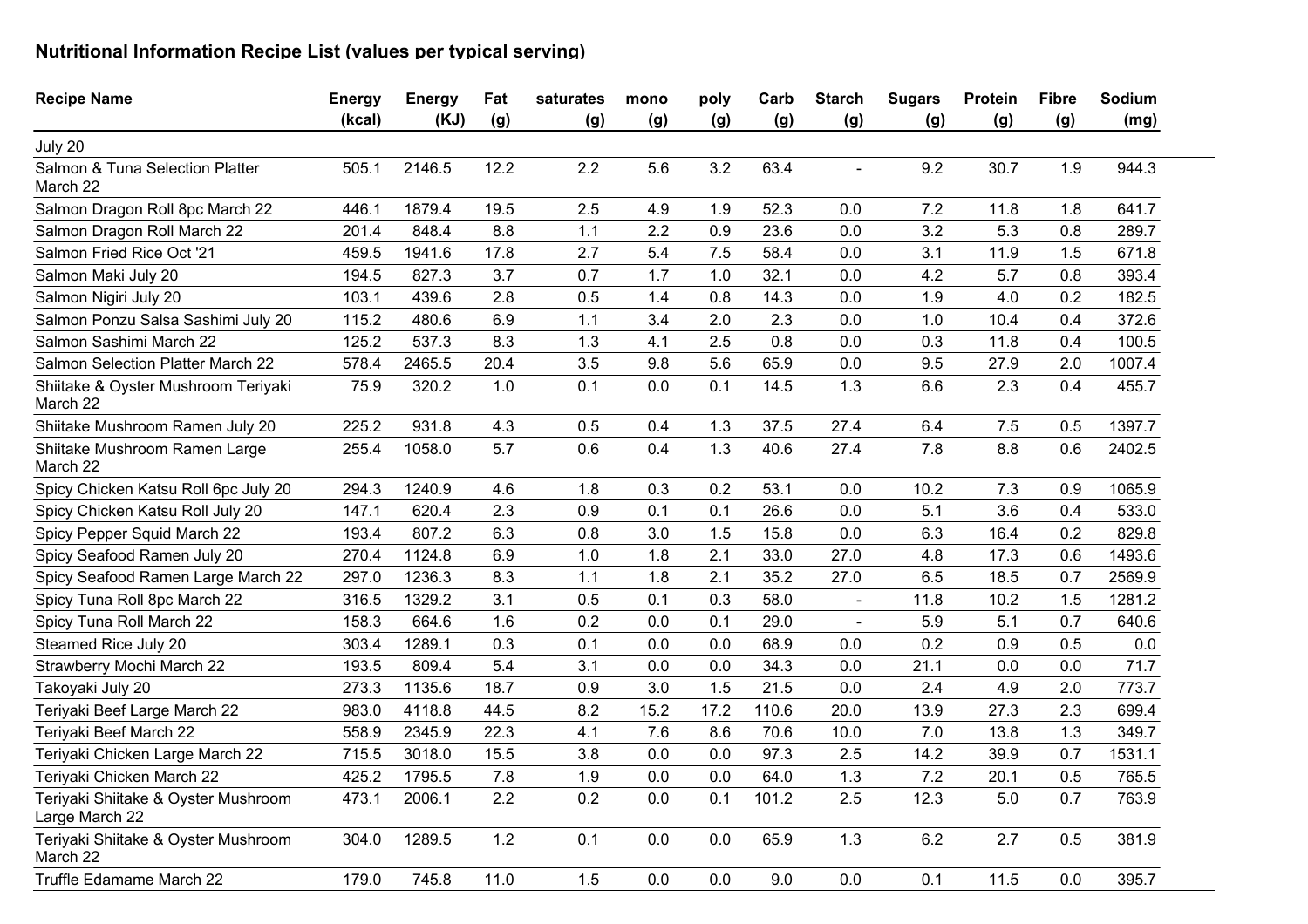## Nutritional Information Recipe List (values per typical serving)

| Recipe Name | Energy (kcal) | Energy (KJ) | Fat (g) | saturates (g) | mono (g) | poly (g) | Carb (g) | Starch (g) | Sugars (g) | Protein (g) | Fibre (g) | Sodium (mg) |
|---|---|---|---|---|---|---|---|---|---|---|---|---|
| July 20 | | | | | | | | | | | | |
| Salmon & Tuna Selection Platter March 22 | 505.1 | 2146.5 | 12.2 | 2.2 | 5.6 | 3.2 | 63.4 | - | 9.2 | 30.7 | 1.9 | 944.3 |
| Salmon Dragon Roll 8pc March 22 | 446.1 | 1879.4 | 19.5 | 2.5 | 4.9 | 1.9 | 52.3 | 0.0 | 7.2 | 11.8 | 1.8 | 641.7 |
| Salmon Dragon Roll March 22 | 201.4 | 848.4 | 8.8 | 1.1 | 2.2 | 0.9 | 23.6 | 0.0 | 3.2 | 5.3 | 0.8 | 289.7 |
| Salmon Fried Rice Oct '21 | 459.5 | 1941.6 | 17.8 | 2.7 | 5.4 | 7.5 | 58.4 | 0.0 | 3.1 | 11.9 | 1.5 | 671.8 |
| Salmon Maki July 20 | 194.5 | 827.3 | 3.7 | 0.7 | 1.7 | 1.0 | 32.1 | 0.0 | 4.2 | 5.7 | 0.8 | 393.4 |
| Salmon Nigiri July 20 | 103.1 | 439.6 | 2.8 | 0.5 | 1.4 | 0.8 | 14.3 | 0.0 | 1.9 | 4.0 | 0.2 | 182.5 |
| Salmon Ponzu Salsa Sashimi July 20 | 115.2 | 480.6 | 6.9 | 1.1 | 3.4 | 2.0 | 2.3 | 0.0 | 1.0 | 10.4 | 0.4 | 372.6 |
| Salmon Sashimi March 22 | 125.2 | 537.3 | 8.3 | 1.3 | 4.1 | 2.5 | 0.8 | 0.0 | 0.3 | 11.8 | 0.4 | 100.5 |
| Salmon Selection Platter March 22 | 578.4 | 2465.5 | 20.4 | 3.5 | 9.8 | 5.6 | 65.9 | 0.0 | 9.5 | 27.9 | 2.0 | 1007.4 |
| Shiitake & Oyster Mushroom Teriyaki March 22 | 75.9 | 320.2 | 1.0 | 0.1 | 0.0 | 0.1 | 14.5 | 1.3 | 6.6 | 2.3 | 0.4 | 455.7 |
| Shiitake Mushroom Ramen July 20 | 225.2 | 931.8 | 4.3 | 0.5 | 0.4 | 1.3 | 37.5 | 27.4 | 6.4 | 7.5 | 0.5 | 1397.7 |
| Shiitake Mushroom Ramen Large March 22 | 255.4 | 1058.0 | 5.7 | 0.6 | 0.4 | 1.3 | 40.6 | 27.4 | 7.8 | 8.8 | 0.6 | 2402.5 |
| Spicy Chicken Katsu Roll 6pc July 20 | 294.3 | 1240.9 | 4.6 | 1.8 | 0.3 | 0.2 | 53.1 | 0.0 | 10.2 | 7.3 | 0.9 | 1065.9 |
| Spicy Chicken Katsu Roll July 20 | 147.1 | 620.4 | 2.3 | 0.9 | 0.1 | 0.1 | 26.6 | 0.0 | 5.1 | 3.6 | 0.4 | 533.0 |
| Spicy Pepper Squid March 22 | 193.4 | 807.2 | 6.3 | 0.8 | 3.0 | 1.5 | 15.8 | 0.0 | 6.3 | 16.4 | 0.2 | 829.8 |
| Spicy Seafood Ramen July 20 | 270.4 | 1124.8 | 6.9 | 1.0 | 1.8 | 2.1 | 33.0 | 27.0 | 4.8 | 17.3 | 0.6 | 1493.6 |
| Spicy Seafood Ramen Large March 22 | 297.0 | 1236.3 | 8.3 | 1.1 | 1.8 | 2.1 | 35.2 | 27.0 | 6.5 | 18.5 | 0.7 | 2569.9 |
| Spicy Tuna Roll 8pc March 22 | 316.5 | 1329.2 | 3.1 | 0.5 | 0.1 | 0.3 | 58.0 | - | 11.8 | 10.2 | 1.5 | 1281.2 |
| Spicy Tuna Roll March 22 | 158.3 | 664.6 | 1.6 | 0.2 | 0.0 | 0.1 | 29.0 | - | 5.9 | 5.1 | 0.7 | 640.6 |
| Steamed Rice July 20 | 303.4 | 1289.1 | 0.3 | 0.1 | 0.0 | 0.0 | 68.9 | 0.0 | 0.2 | 0.9 | 0.5 | 0.0 |
| Strawberry Mochi March 22 | 193.5 | 809.4 | 5.4 | 3.1 | 0.0 | 0.0 | 34.3 | 0.0 | 21.1 | 0.0 | 0.0 | 71.7 |
| Takoyaki July 20 | 273.3 | 1135.6 | 18.7 | 0.9 | 3.0 | 1.5 | 21.5 | 0.0 | 2.4 | 4.9 | 2.0 | 773.7 |
| Teriyaki Beef Large March 22 | 983.0 | 4118.8 | 44.5 | 8.2 | 15.2 | 17.2 | 110.6 | 20.0 | 13.9 | 27.3 | 2.3 | 699.4 |
| Teriyaki Beef March 22 | 558.9 | 2345.9 | 22.3 | 4.1 | 7.6 | 8.6 | 70.6 | 10.0 | 7.0 | 13.8 | 1.3 | 349.7 |
| Teriyaki Chicken Large March 22 | 715.5 | 3018.0 | 15.5 | 3.8 | 0.0 | 0.0 | 97.3 | 2.5 | 14.2 | 39.9 | 0.7 | 1531.1 |
| Teriyaki Chicken March 22 | 425.2 | 1795.5 | 7.8 | 1.9 | 0.0 | 0.0 | 64.0 | 1.3 | 7.2 | 20.1 | 0.5 | 765.5 |
| Teriyaki Shiitake & Oyster Mushroom Large March 22 | 473.1 | 2006.1 | 2.2 | 0.2 | 0.0 | 0.1 | 101.2 | 2.5 | 12.3 | 5.0 | 0.7 | 763.9 |
| Teriyaki Shiitake & Oyster Mushroom March 22 | 304.0 | 1289.5 | 1.2 | 0.1 | 0.0 | 0.0 | 65.9 | 1.3 | 6.2 | 2.7 | 0.5 | 381.9 |
| Truffle Edamame March 22 | 179.0 | 745.8 | 11.0 | 1.5 | 0.0 | 0.0 | 9.0 | 0.0 | 0.1 | 11.5 | 0.0 | 395.7 |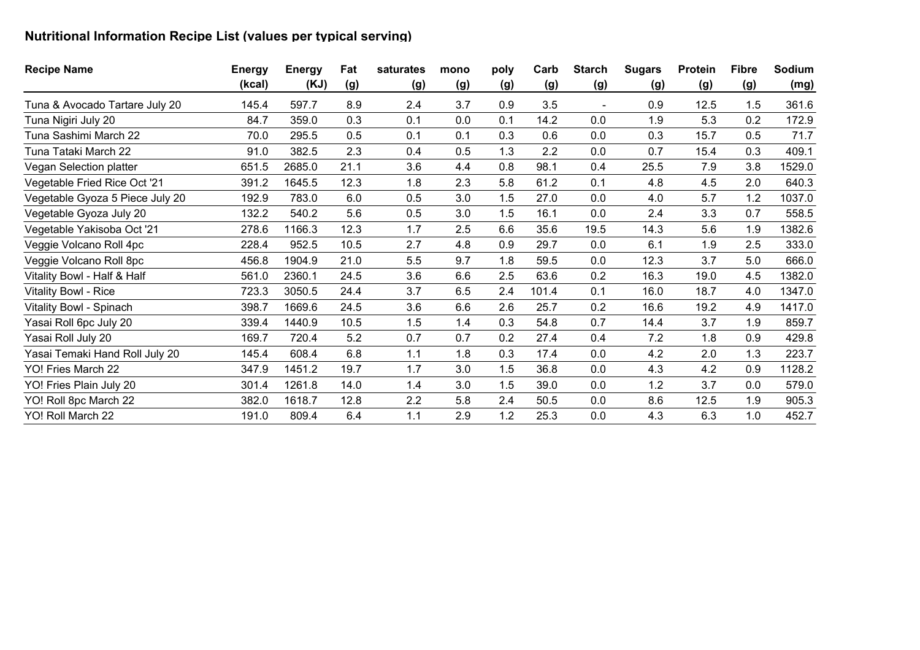## Nutritional Information Recipe List (values per typical serving)

| Recipe Name | Energy (kcal) | Energy (KJ) | Fat (g) | saturates (g) | mono (g) | poly (g) | Carb (g) | Starch (g) | Sugars (g) | Protein (g) | Fibre (g) | Sodium (mg) |
|---|---|---|---|---|---|---|---|---|---|---|---|---|
| Tuna & Avocado Tartare July 20 | 145.4 | 597.7 | 8.9 | 2.4 | 3.7 | 0.9 | 3.5 | - | 0.9 | 12.5 | 1.5 | 361.6 |
| Tuna Nigiri July 20 | 84.7 | 359.0 | 0.3 | 0.1 | 0.0 | 0.1 | 14.2 | 0.0 | 1.9 | 5.3 | 0.2 | 172.9 |
| Tuna Sashimi March 22 | 70.0 | 295.5 | 0.5 | 0.1 | 0.1 | 0.3 | 0.6 | 0.0 | 0.3 | 15.7 | 0.5 | 71.7 |
| Tuna Tataki March 22 | 91.0 | 382.5 | 2.3 | 0.4 | 0.5 | 1.3 | 2.2 | 0.0 | 0.7 | 15.4 | 0.3 | 409.1 |
| Vegan Selection platter | 651.5 | 2685.0 | 21.1 | 3.6 | 4.4 | 0.8 | 98.1 | 0.4 | 25.5 | 7.9 | 3.8 | 1529.0 |
| Vegetable Fried Rice Oct '21 | 391.2 | 1645.5 | 12.3 | 1.8 | 2.3 | 5.8 | 61.2 | 0.1 | 4.8 | 4.5 | 2.0 | 640.3 |
| Vegetable Gyoza 5 Piece July 20 | 192.9 | 783.0 | 6.0 | 0.5 | 3.0 | 1.5 | 27.0 | 0.0 | 4.0 | 5.7 | 1.2 | 1037.0 |
| Vegetable Gyoza July 20 | 132.2 | 540.2 | 5.6 | 0.5 | 3.0 | 1.5 | 16.1 | 0.0 | 2.4 | 3.3 | 0.7 | 558.5 |
| Vegetable Yakisoba Oct '21 | 278.6 | 1166.3 | 12.3 | 1.7 | 2.5 | 6.6 | 35.6 | 19.5 | 14.3 | 5.6 | 1.9 | 1382.6 |
| Veggie Volcano Roll 4pc | 228.4 | 952.5 | 10.5 | 2.7 | 4.8 | 0.9 | 29.7 | 0.0 | 6.1 | 1.9 | 2.5 | 333.0 |
| Veggie Volcano Roll 8pc | 456.8 | 1904.9 | 21.0 | 5.5 | 9.7 | 1.8 | 59.5 | 0.0 | 12.3 | 3.7 | 5.0 | 666.0 |
| Vitality Bowl - Half & Half | 561.0 | 2360.1 | 24.5 | 3.6 | 6.6 | 2.5 | 63.6 | 0.2 | 16.3 | 19.0 | 4.5 | 1382.0 |
| Vitality Bowl - Rice | 723.3 | 3050.5 | 24.4 | 3.7 | 6.5 | 2.4 | 101.4 | 0.1 | 16.0 | 18.7 | 4.0 | 1347.0 |
| Vitality Bowl - Spinach | 398.7 | 1669.6 | 24.5 | 3.6 | 6.6 | 2.6 | 25.7 | 0.2 | 16.6 | 19.2 | 4.9 | 1417.0 |
| Yasai Roll 6pc July 20 | 339.4 | 1440.9 | 10.5 | 1.5 | 1.4 | 0.3 | 54.8 | 0.7 | 14.4 | 3.7 | 1.9 | 859.7 |
| Yasai Roll July 20 | 169.7 | 720.4 | 5.2 | 0.7 | 0.7 | 0.2 | 27.4 | 0.4 | 7.2 | 1.8 | 0.9 | 429.8 |
| Yasai Temaki Hand Roll July 20 | 145.4 | 608.4 | 6.8 | 1.1 | 1.8 | 0.3 | 17.4 | 0.0 | 4.2 | 2.0 | 1.3 | 223.7 |
| YO! Fries March 22 | 347.9 | 1451.2 | 19.7 | 1.7 | 3.0 | 1.5 | 36.8 | 0.0 | 4.3 | 4.2 | 0.9 | 1128.2 |
| YO! Fries Plain July 20 | 301.4 | 1261.8 | 14.0 | 1.4 | 3.0 | 1.5 | 39.0 | 0.0 | 1.2 | 3.7 | 0.0 | 579.0 |
| YO! Roll 8pc March 22 | 382.0 | 1618.7 | 12.8 | 2.2 | 5.8 | 2.4 | 50.5 | 0.0 | 8.6 | 12.5 | 1.9 | 905.3 |
| YO! Roll March 22 | 191.0 | 809.4 | 6.4 | 1.1 | 2.9 | 1.2 | 25.3 | 0.0 | 4.3 | 6.3 | 1.0 | 452.7 |